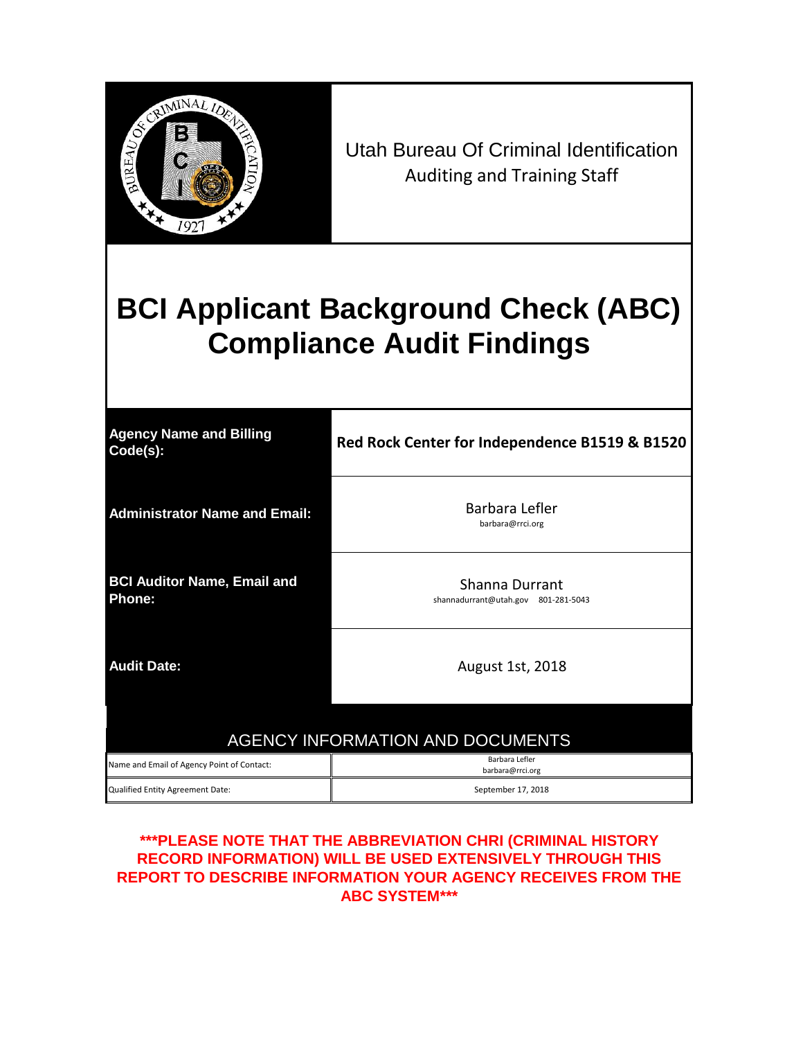Utah Bureau Of Criminal Identification
Auditing and Training Staff

# BCI Applicant Background Check (ABC) Compliance Audit Findings

| | |
|---|---|
| **Agency Name and Billing Code(s):** | **Red Rock Center for Independence B1519 & B1520** |
| **Administrator Name and Email:** | Barbara Lefler<br>barbara@rrci.org |
| **BCI Auditor Name, Email and Phone:** | Shanna Durrant<br>shannadurrant@utah.gov 801-281-5043 |
| **Audit Date:** | August 1st, 2018 |

## AGENCY INFORMATION AND DOCUMENTS

| | |
|---|---|
| Name and Email of Agency Point of Contact: | Barbara Lefler<br>barbara@rrci.org |
| Qualified Entity Agreement Date: | September 17, 2018 |

**\*\*\*PLEASE NOTE THAT THE ABBREVIATION CHRI (CRIMINAL HISTORY RECORD INFORMATION) WILL BE USED EXTENSIVELY THROUGH THIS REPORT TO DESCRIBE INFORMATION YOUR AGENCY RECEIVES FROM THE ABC SYSTEM\*\*\***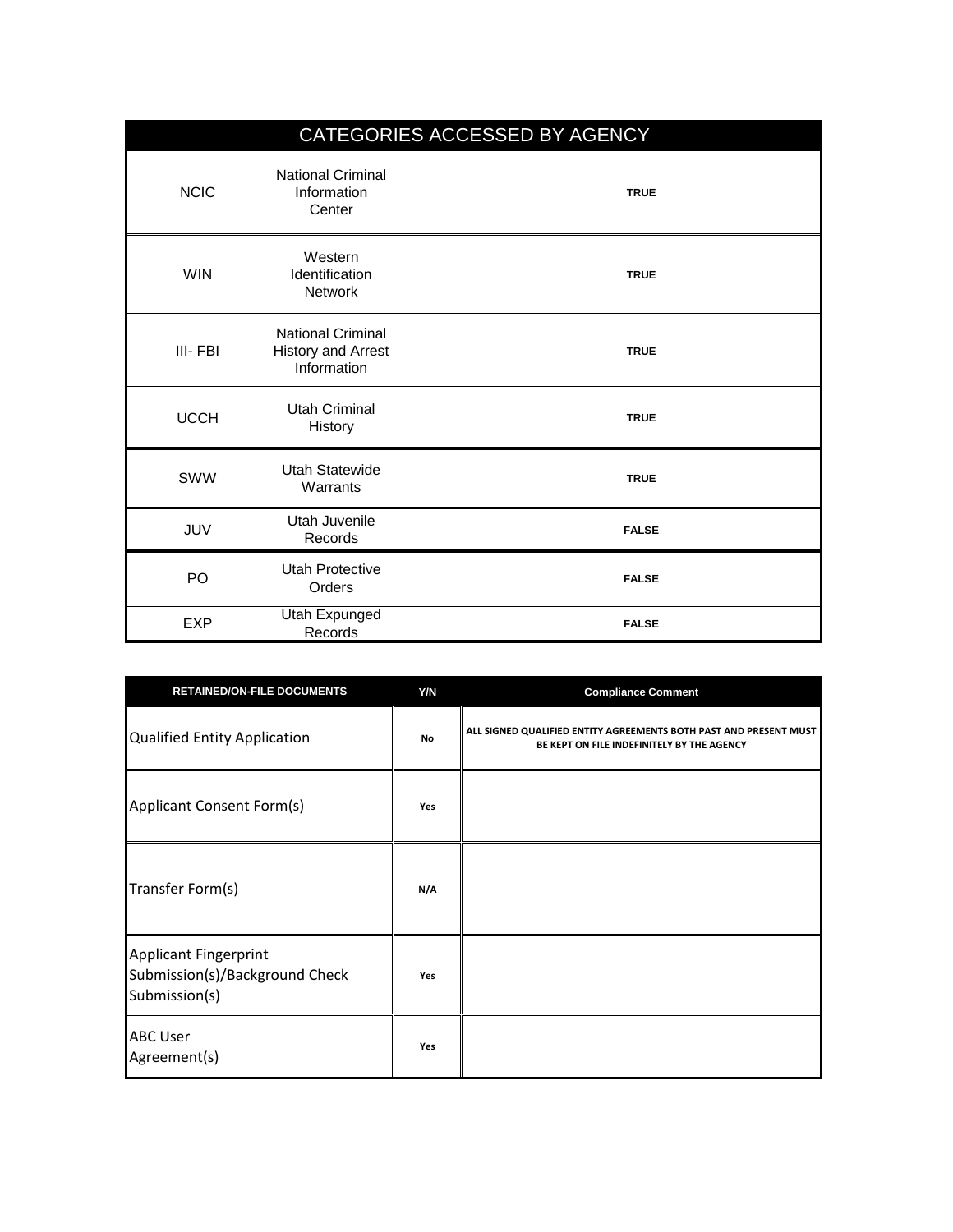| CATEGORIES ACCESSED BY AGENCY | | |
|---|---|---|
| NCIC | National Criminal Information Center | TRUE |
| WIN | Western Identification Network | TRUE |
| III- FBI | National Criminal History and Arrest Information | TRUE |
| UCCH | Utah Criminal History | TRUE |
| SWW | Utah Statewide Warrants | TRUE |
| JUV | Utah Juvenile Records | FALSE |
| PO | Utah Protective Orders | FALSE |
| EXP | Utah Expunged Records | FALSE |

| RETAINED/ON-FILE DOCUMENTS | Y/N | Compliance Comment |
|---|---|---|
| Qualified Entity Application | No | ALL SIGNED QUALIFIED ENTITY AGREEMENTS BOTH PAST AND PRESENT MUST BE KEPT ON FILE INDEFINITELY BY THE AGENCY |
| Applicant Consent Form(s) | Yes | |
| Transfer Form(s) | N/A | |
| Applicant Fingerprint Submission(s)/Background Check Submission(s) | Yes | |
| ABC User Agreement(s) | Yes | |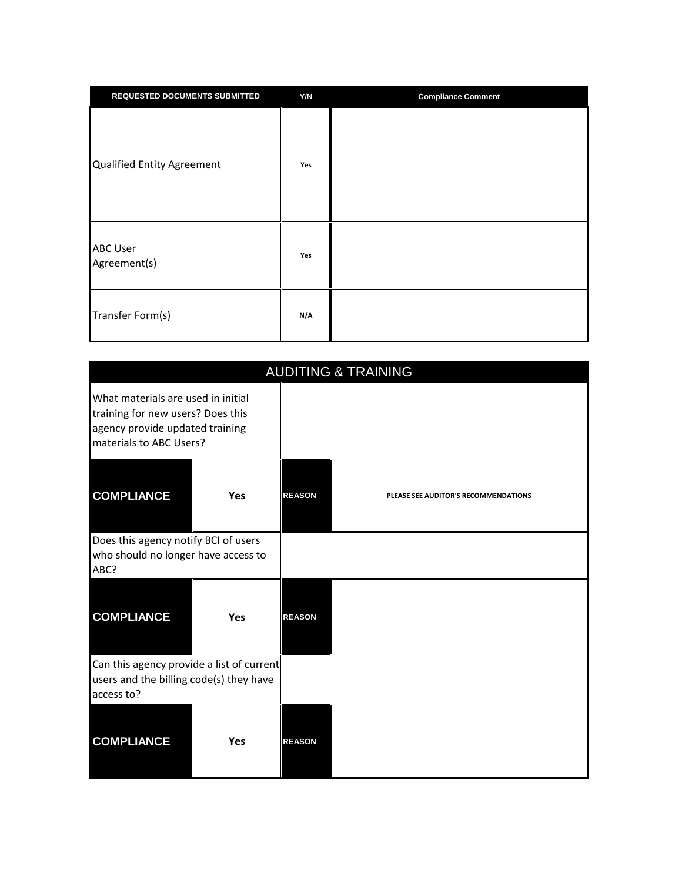| REQUESTED DOCUMENTS SUBMITTED | Y/N | Compliance Comment |
| --- | --- | --- |
| Qualified Entity Agreement | Yes | |
| ABC User Agreement(s) | Yes | |
| Transfer Form(s) | N/A | |

## AUDITING & TRAINING

| | | | |
| --- | --- | --- | --- |
| What materials are used in initial training for new users? Does this agency provide updated training materials to ABC Users? | | | |
| **COMPLIANCE** | **Yes** | **REASON** | PLEASE SEE AUDITOR'S RECOMMENDATIONS |
| Does this agency notify BCI of users who should no longer have access to ABC? | | | |
| **COMPLIANCE** | **Yes** | **REASON** | |
| Can this agency provide a list of current users and the billing code(s) they have access to? | | | |
| **COMPLIANCE** | **Yes** | **REASON** | |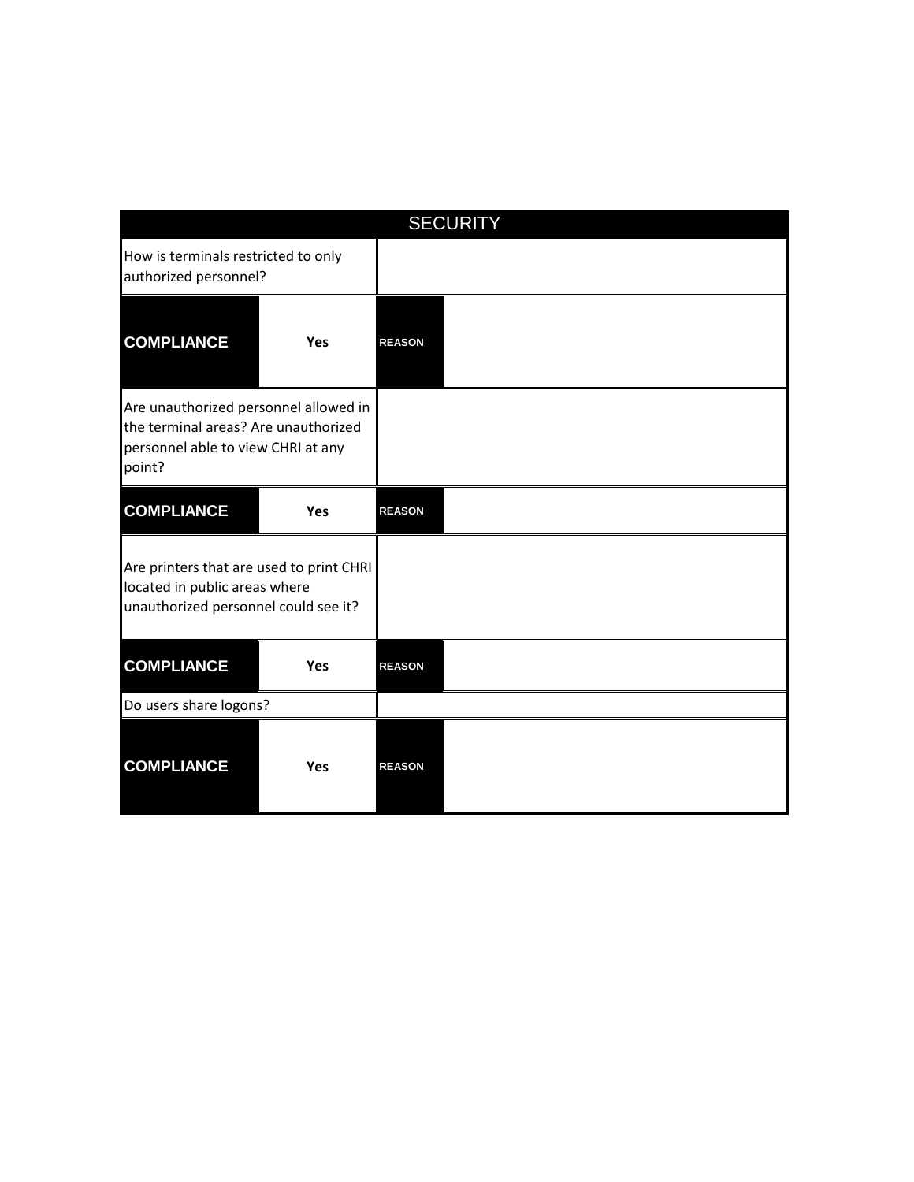| SECURITY | | | |
|---|---|---|---|
| How is terminals restricted to only authorized personnel? | | | |
| **COMPLIANCE** | **Yes** | **REASON** | |
| Are unauthorized personnel allowed in the terminal areas? Are unauthorized personnel able to view CHRI at any point? | | | |
| **COMPLIANCE** | **Yes** | **REASON** | |
| Are printers that are used to print CHRI located in public areas where unauthorized personnel could see it? | | | |
| **COMPLIANCE** | **Yes** | **REASON** | |
| Do users share logons? | | | |
| **COMPLIANCE** | **Yes** | **REASON** | |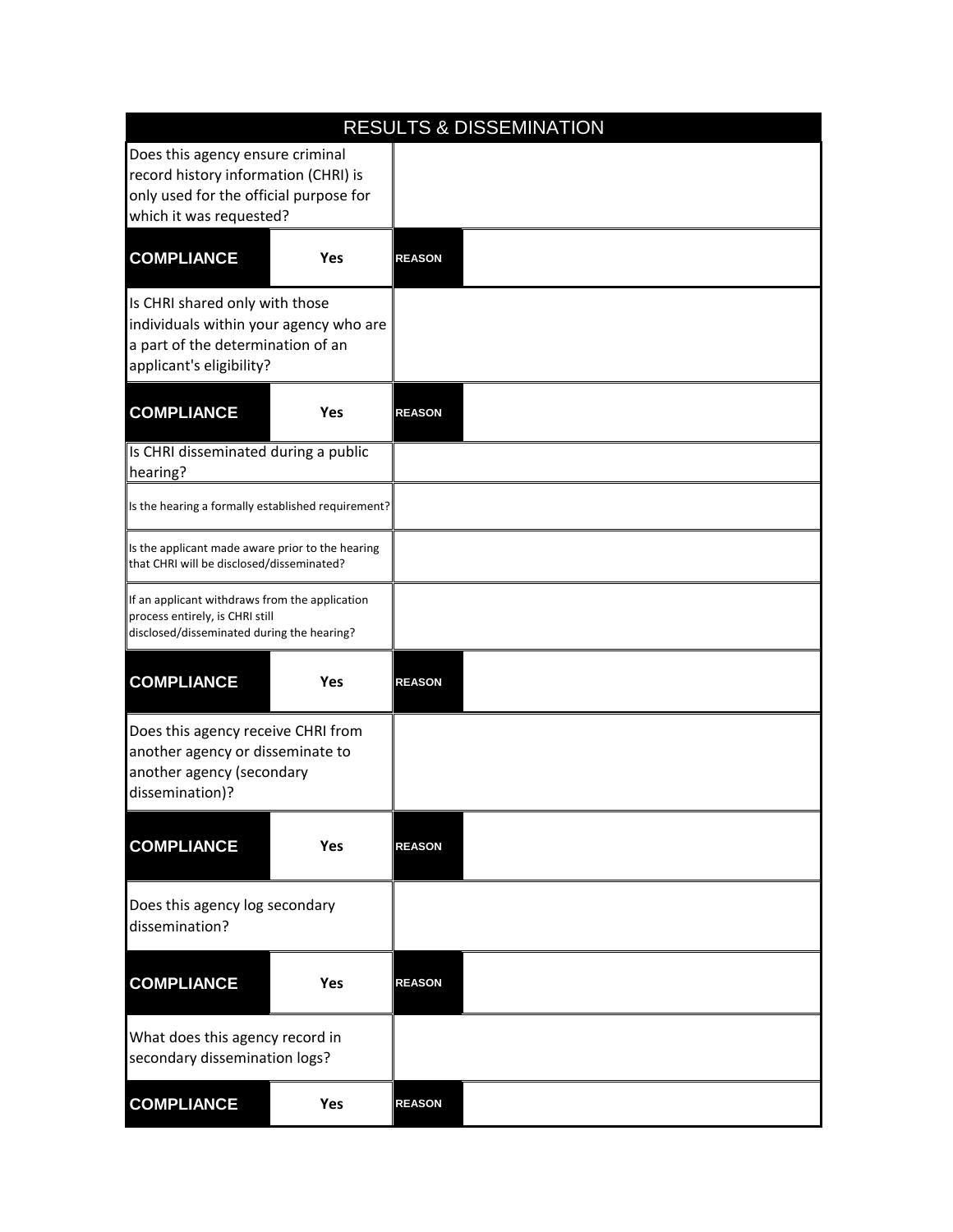## RESULTS & DISSEMINATION

| Question | Response |
|---|---|
| Does this agency ensure criminal record history information (CHRI) is only used for the official purpose for which it was requested? | |

| COMPLIANCE | Yes | REASON | |
|---|---|---|---|

| Question | Response |
|---|---|
| Is CHRI shared only with those individuals within your agency who are a part of the determination of an applicant's eligibility? | |

| COMPLIANCE | Yes | REASON | |
|---|---|---|---|

| Question | Response |
|---|---|
| Is CHRI disseminated during a public hearing? | |
| Is the hearing a formally established requirement? | |
| Is the applicant made aware prior to the hearing that CHRI will be disclosed/disseminated? | |
| If an applicant withdraws from the application process entirely, is CHRI still disclosed/disseminated during the hearing? | |

| COMPLIANCE | Yes | REASON | |
|---|---|---|---|

| Question | Response |
|---|---|
| Does this agency receive CHRI from another agency or disseminate to another agency (secondary dissemination)? | |

| COMPLIANCE | Yes | REASON | |
|---|---|---|---|

| Question | Response |
|---|---|
| Does this agency log secondary dissemination? | |

| COMPLIANCE | Yes | REASON | |
|---|---|---|---|

| Question | Response |
|---|---|
| What does this agency record in secondary dissemination logs? | |

| COMPLIANCE | Yes | REASON | |
|---|---|---|---|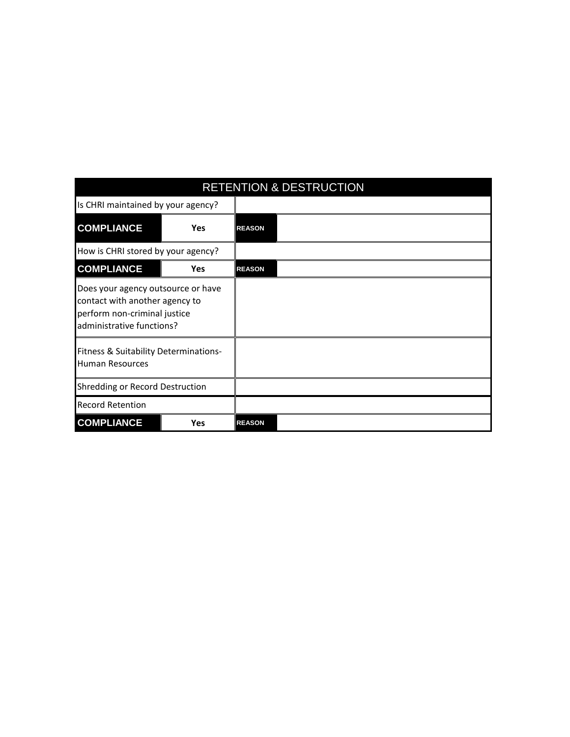| RETENTION & DESTRUCTION | | | |
|---|---|---|---|
| Is CHRI maintained by your agency? | | | |
| **COMPLIANCE** | **Yes** | **REASON** | |
| How is CHRI stored by your agency? | | | |
| **COMPLIANCE** | **Yes** | **REASON** | |
| Does your agency outsource or have contact with another agency to perform non-criminal justice administrative functions? | | | |
| Fitness & Suitability Determinations-Human Resources | | | |
| Shredding or Record Destruction | | | |
| Record Retention | | | |
| **COMPLIANCE** | **Yes** | **REASON** | |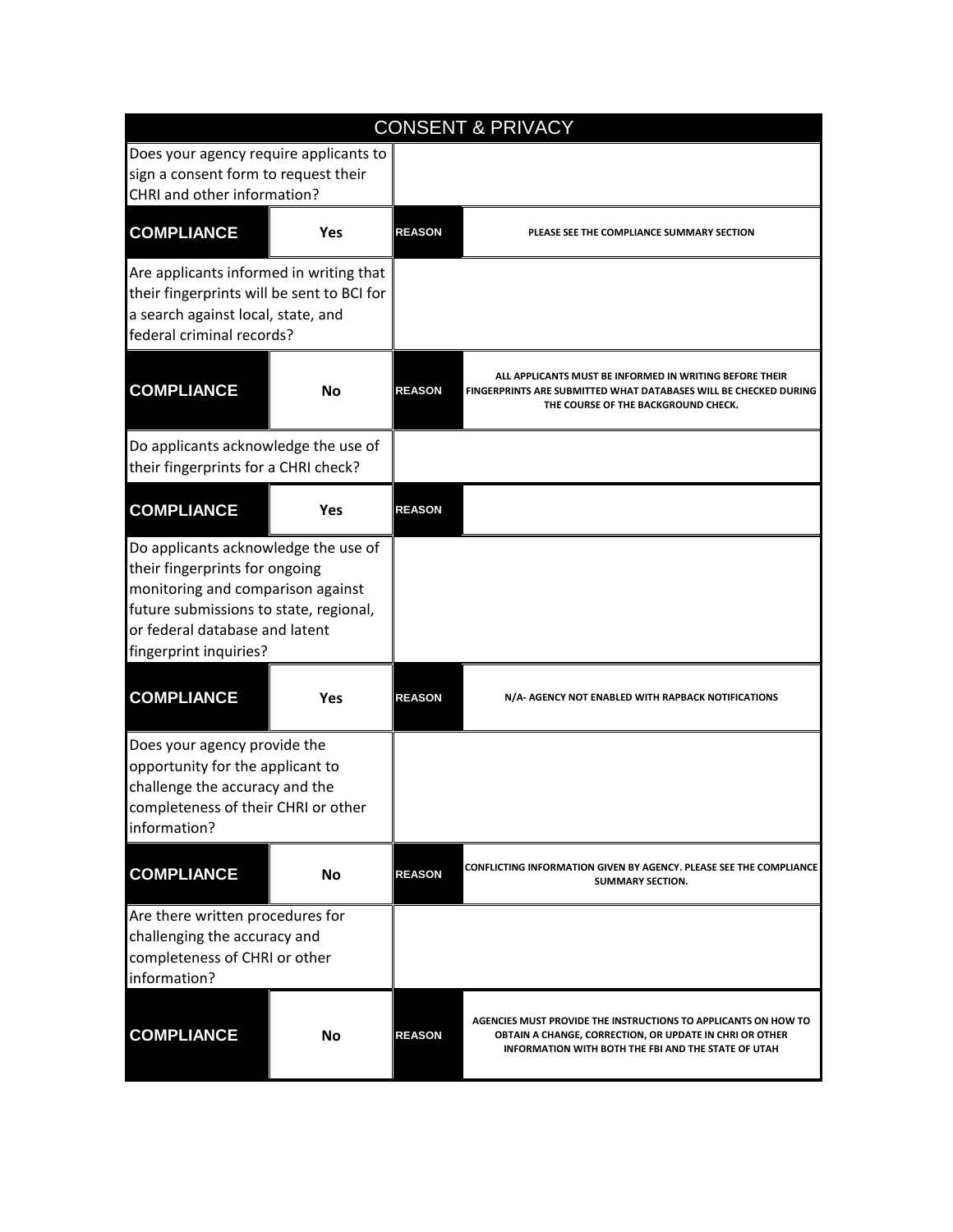## CONSENT & PRIVACY

| Question | Compliance | Reason |
|---|---|---|
| Does your agency require applicants to sign a consent form to request their CHRI and other information? | Yes | PLEASE SEE THE COMPLIANCE SUMMARY SECTION |
| Are applicants informed in writing that their fingerprints will be sent to BCI for a search against local, state, and federal criminal records? | No | ALL APPLICANTS MUST BE INFORMED IN WRITING BEFORE THEIR FINGERPRINTS ARE SUBMITTED WHAT DATABASES WILL BE CHECKED DURING THE COURSE OF THE BACKGROUND CHECK. |
| Do applicants acknowledge the use of their fingerprints for a CHRI check? | Yes | |
| Do applicants acknowledge the use of their fingerprints for ongoing monitoring and comparison against future submissions to state, regional, or federal database and latent fingerprint inquiries? | Yes | N/A- AGENCY NOT ENABLED WITH RAPBACK NOTIFICATIONS |
| Does your agency provide the opportunity for the applicant to challenge the accuracy and the completeness of their CHRI or other information? | No | CONFLICTING INFORMATION GIVEN BY AGENCY. PLEASE SEE THE COMPLIANCE SUMMARY SECTION. |
| Are there written procedures for challenging the accuracy and completeness of CHRI or other information? | No | AGENCIES MUST PROVIDE THE INSTRUCTIONS TO APPLICANTS ON HOW TO OBTAIN A CHANGE, CORRECTION, OR UPDATE IN CHRI OR OTHER INFORMATION WITH BOTH THE FBI AND THE STATE OF UTAH |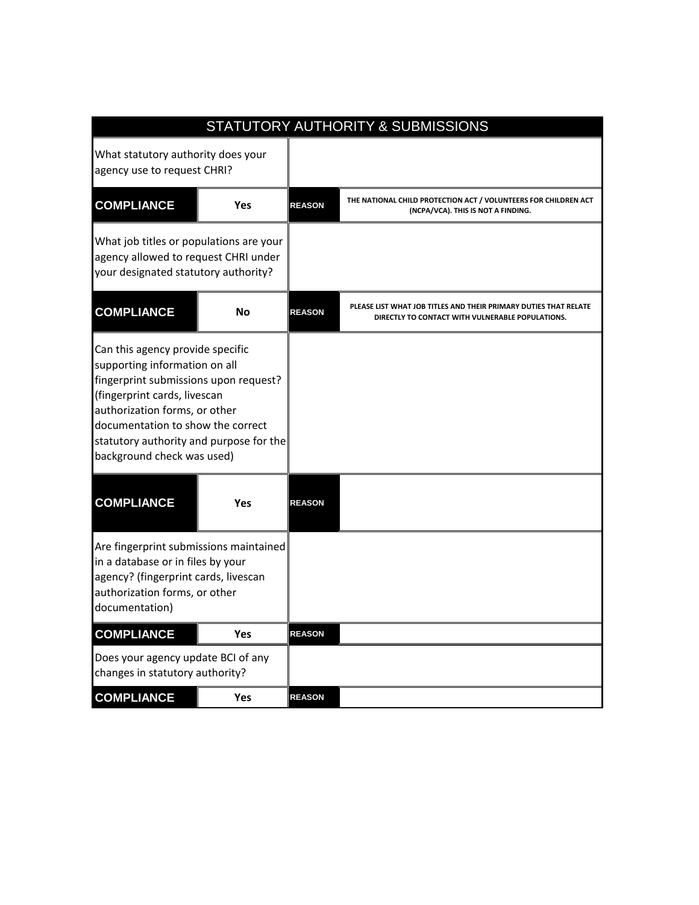| STATUTORY AUTHORITY & SUBMISSIONS | | | |
|---|---|---|---|
| What statutory authority does your agency use to request CHRI? | | | |
| **COMPLIANCE** | Yes | **REASON** | THE NATIONAL CHILD PROTECTION ACT / VOLUNTEERS FOR CHILDREN ACT (NCPA/VCA). THIS IS NOT A FINDING. |
| What job titles or populations are your agency allowed to request CHRI under your designated statutory authority? | | | |
| **COMPLIANCE** | No | **REASON** | PLEASE LIST WHAT JOB TITLES AND THEIR PRIMARY DUTIES THAT RELATE DIRECTLY TO CONTACT WITH VULNERABLE POPULATIONS. |
| Can this agency provide specific supporting information on all fingerprint submissions upon request? (fingerprint cards, livescan authorization forms, or other documentation to show the correct statutory authority and purpose for the background check was used) | | | |
| **COMPLIANCE** | Yes | **REASON** | |
| Are fingerprint submissions maintained in a database or in files by your agency? (fingerprint cards, livescan authorization forms, or other documentation) | | | |
| **COMPLIANCE** | Yes | **REASON** | |
| Does your agency update BCI of any changes in statutory authority? | | | |
| **COMPLIANCE** | Yes | **REASON** | |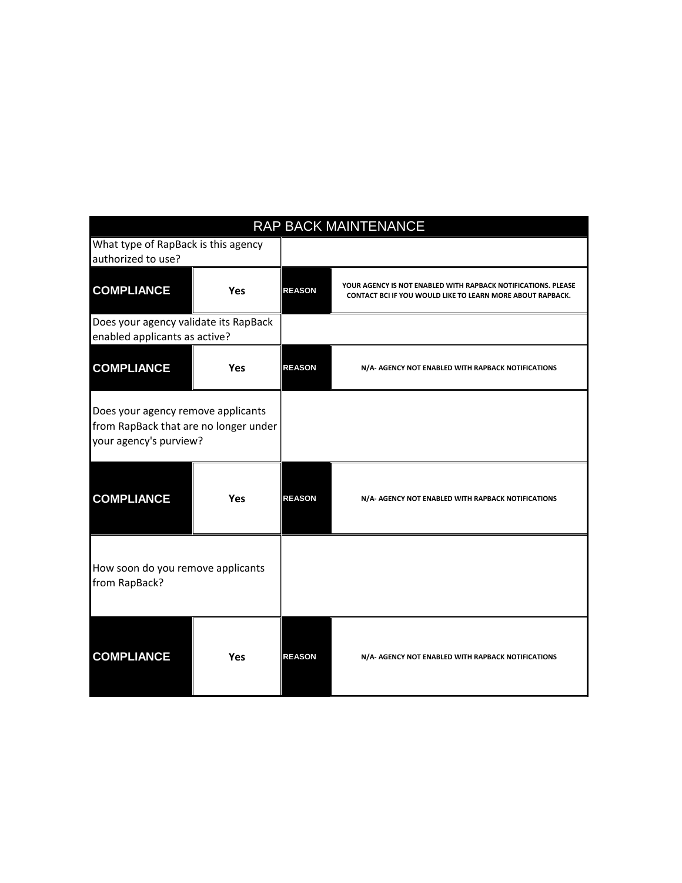# RAP BACK MAINTENANCE

| What type of RapBack is this agency authorized to use? | | | |
|---|---|---|---|
| **COMPLIANCE** | **Yes** | **REASON** | **YOUR AGENCY IS NOT ENABLED WITH RAPBACK NOTIFICATIONS. PLEASE CONTACT BCI IF YOU WOULD LIKE TO LEARN MORE ABOUT RAPBACK.** |
| Does your agency validate its RapBack enabled applicants as active? | | | |
| **COMPLIANCE** | **Yes** | **REASON** | **N/A- AGENCY NOT ENABLED WITH RAPBACK NOTIFICATIONS** |
| Does your agency remove applicants from RapBack that are no longer under your agency's purview? | | | |
| **COMPLIANCE** | **Yes** | **REASON** | **N/A- AGENCY NOT ENABLED WITH RAPBACK NOTIFICATIONS** |
| How soon do you remove applicants from RapBack? | | | |
| **COMPLIANCE** | **Yes** | **REASON** | **N/A- AGENCY NOT ENABLED WITH RAPBACK NOTIFICATIONS** |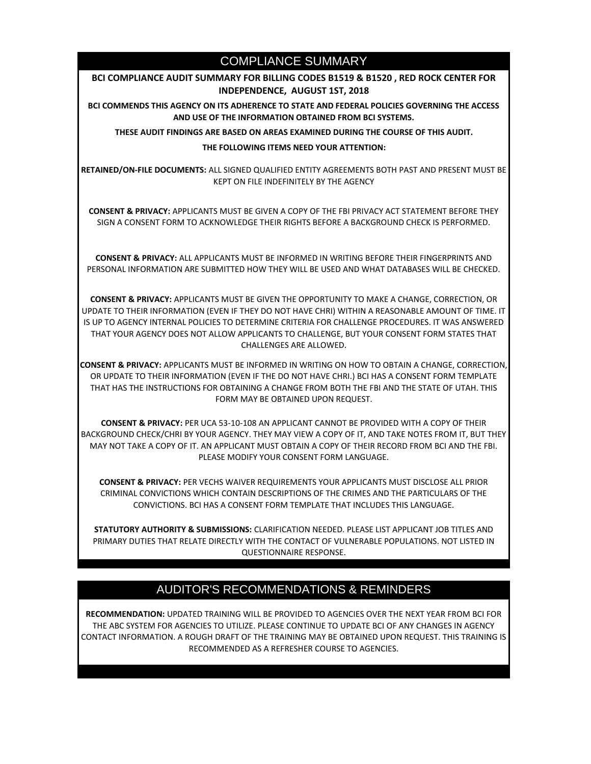## COMPLIANCE SUMMARY

**BCI COMPLIANCE AUDIT SUMMARY FOR BILLING CODES B1519 & B1520 , RED ROCK CENTER FOR INDEPENDENCE, AUGUST 1ST, 2018**

**BCI COMMENDS THIS AGENCY ON ITS ADHERENCE TO STATE AND FEDERAL POLICIES GOVERNING THE ACCESS AND USE OF THE INFORMATION OBTAINED FROM BCI SYSTEMS.**

**THESE AUDIT FINDINGS ARE BASED ON AREAS EXAMINED DURING THE COURSE OF THIS AUDIT.**

**THE FOLLOWING ITEMS NEED YOUR ATTENTION:**

**RETAINED/ON-FILE DOCUMENTS:** ALL SIGNED QUALIFIED ENTITY AGREEMENTS BOTH PAST AND PRESENT MUST BE KEPT ON FILE INDEFINITELY BY THE AGENCY

**CONSENT & PRIVACY:** APPLICANTS MUST BE GIVEN A COPY OF THE FBI PRIVACY ACT STATEMENT BEFORE THEY SIGN A CONSENT FORM TO ACKNOWLEDGE THEIR RIGHTS BEFORE A BACKGROUND CHECK IS PERFORMED.

**CONSENT & PRIVACY:** ALL APPLICANTS MUST BE INFORMED IN WRITING BEFORE THEIR FINGERPRINTS AND PERSONAL INFORMATION ARE SUBMITTED HOW THEY WILL BE USED AND WHAT DATABASES WILL BE CHECKED.

**CONSENT & PRIVACY:** APPLICANTS MUST BE GIVEN THE OPPORTUNITY TO MAKE A CHANGE, CORRECTION, OR UPDATE TO THEIR INFORMATION (EVEN IF THEY DO NOT HAVE CHRI) WITHIN A REASONABLE AMOUNT OF TIME. IT IS UP TO AGENCY INTERNAL POLICIES TO DETERMINE CRITERIA FOR CHALLENGE PROCEDURES. IT WAS ANSWERED THAT YOUR AGENCY DOES NOT ALLOW APPLICANTS TO CHALLENGE, BUT YOUR CONSENT FORM STATES THAT CHALLENGES ARE ALLOWED.

**CONSENT & PRIVACY:** APPLICANTS MUST BE INFORMED IN WRITING ON HOW TO OBTAIN A CHANGE, CORRECTION, OR UPDATE TO THEIR INFORMATION (EVEN IF THE DO NOT HAVE CHRI.) BCI HAS A CONSENT FORM TEMPLATE THAT HAS THE INSTRUCTIONS FOR OBTAINING A CHANGE FROM BOTH THE FBI AND THE STATE OF UTAH. THIS FORM MAY BE OBTAINED UPON REQUEST.

**CONSENT & PRIVACY:** PER UCA 53-10-108 AN APPLICANT CANNOT BE PROVIDED WITH A COPY OF THEIR BACKGROUND CHECK/CHRI BY YOUR AGENCY. THEY MAY VIEW A COPY OF IT, AND TAKE NOTES FROM IT, BUT THEY MAY NOT TAKE A COPY OF IT. AN APPLICANT MUST OBTAIN A COPY OF THEIR RECORD FROM BCI AND THE FBI. PLEASE MODIFY YOUR CONSENT FORM LANGUAGE.

**CONSENT & PRIVACY:** PER VECHS WAIVER REQUIREMENTS YOUR APPLICANTS MUST DISCLOSE ALL PRIOR CRIMINAL CONVICTIONS WHICH CONTAIN DESCRIPTIONS OF THE CRIMES AND THE PARTICULARS OF THE CONVICTIONS. BCI HAS A CONSENT FORM TEMPLATE THAT INCLUDES THIS LANGUAGE.

**STATUTORY AUTHORITY & SUBMISSIONS:** CLARIFICATION NEEDED. PLEASE LIST APPLICANT JOB TITLES AND PRIMARY DUTIES THAT RELATE DIRECTLY WITH THE CONTACT OF VULNERABLE POPULATIONS. NOT LISTED IN QUESTIONNAIRE RESPONSE.

## AUDITOR'S RECOMMENDATIONS & REMINDERS

**RECOMMENDATION:** UPDATED TRAINING WILL BE PROVIDED TO AGENCIES OVER THE NEXT YEAR FROM BCI FOR THE ABC SYSTEM FOR AGENCIES TO UTILIZE. PLEASE CONTINUE TO UPDATE BCI OF ANY CHANGES IN AGENCY CONTACT INFORMATION. A ROUGH DRAFT OF THE TRAINING MAY BE OBTAINED UPON REQUEST. THIS TRAINING IS RECOMMENDED AS A REFRESHER COURSE TO AGENCIES.